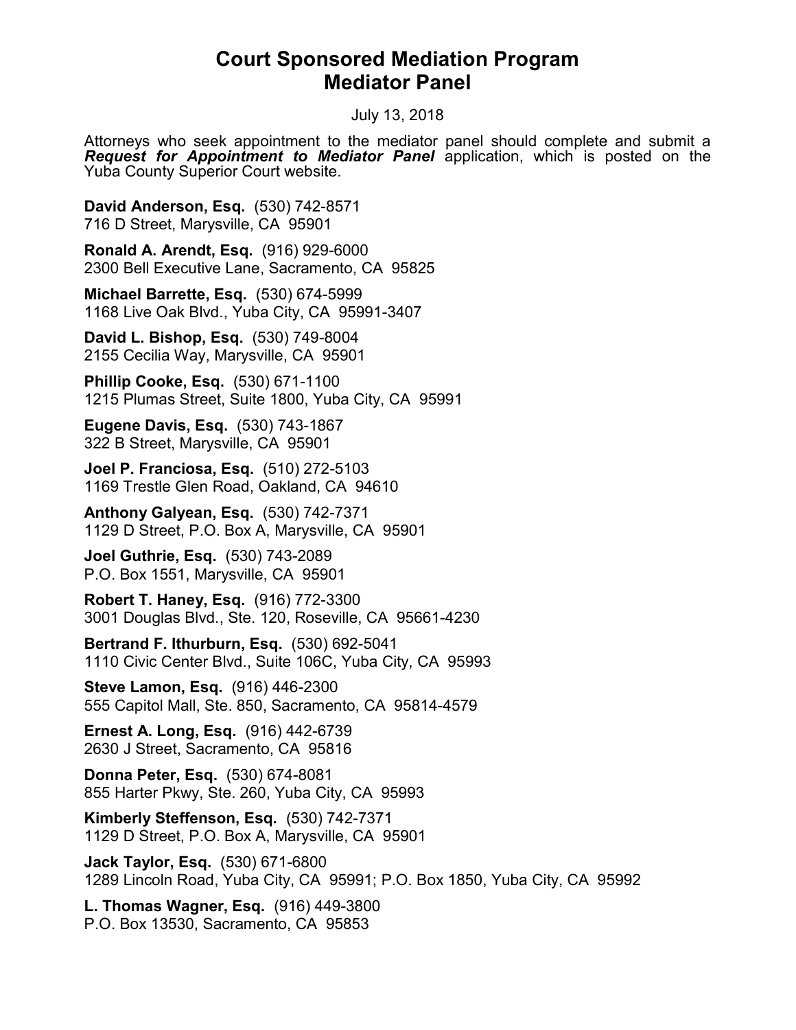# Court Sponsored Mediation Program
# Mediator Panel

July 13, 2018

Attorneys who seek appointment to the mediator panel should complete and submit a ***Request for Appointment to Mediator Panel*** application, which is posted on the Yuba County Superior Court website.

**David Anderson, Esq.** (530) 742-8571
716 D Street, Marysville, CA 95901

**Ronald A. Arendt, Esq.** (916) 929-6000
2300 Bell Executive Lane, Sacramento, CA 95825

**Michael Barrette, Esq.** (530) 674-5999
1168 Live Oak Blvd., Yuba City, CA 95991-3407

**David L. Bishop, Esq.** (530) 749-8004
2155 Cecilia Way, Marysville, CA 95901

**Phillip Cooke, Esq.** (530) 671-1100
1215 Plumas Street, Suite 1800, Yuba City, CA 95991

**Eugene Davis, Esq.** (530) 743-1867
322 B Street, Marysville, CA 95901

**Joel P. Franciosa, Esq.** (510) 272-5103
1169 Trestle Glen Road, Oakland, CA 94610

**Anthony Galyean, Esq.** (530) 742-7371
1129 D Street, P.O. Box A, Marysville, CA 95901

**Joel Guthrie, Esq.** (530) 743-2089
P.O. Box 1551, Marysville, CA 95901

**Robert T. Haney, Esq.** (916) 772-3300
3001 Douglas Blvd., Ste. 120, Roseville, CA 95661-4230

**Bertrand F. Ithurburn, Esq.** (530) 692-5041
1110 Civic Center Blvd., Suite 106C, Yuba City, CA 95993

**Steve Lamon, Esq.** (916) 446-2300
555 Capitol Mall, Ste. 850, Sacramento, CA 95814-4579

**Ernest A. Long, Esq.** (916) 442-6739
2630 J Street, Sacramento, CA 95816

**Donna Peter, Esq.** (530) 674-8081
855 Harter Pkwy, Ste. 260, Yuba City, CA 95993

**Kimberly Steffenson, Esq.** (530) 742-7371
1129 D Street, P.O. Box A, Marysville, CA 95901

**Jack Taylor, Esq.** (530) 671-6800
1289 Lincoln Road, Yuba City, CA 95991; P.O. Box 1850, Yuba City, CA 95992

**L. Thomas Wagner, Esq.** (916) 449-3800
P.O. Box 13530, Sacramento, CA 95853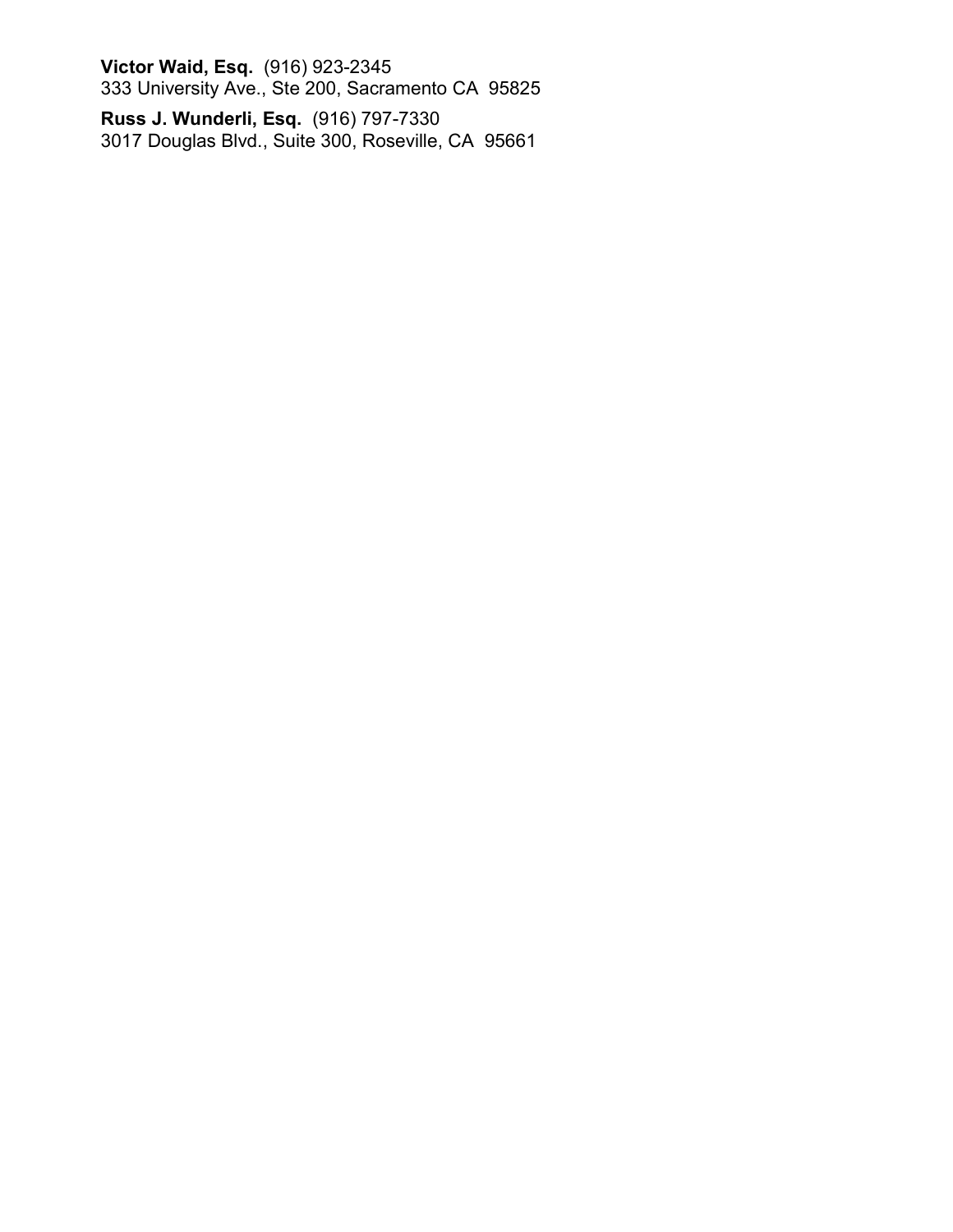**Victor Waid, Esq.** (916) 923-2345
333 University Ave., Ste 200, Sacramento CA 95825

**Russ J. Wunderli, Esq.** (916) 797-7330
3017 Douglas Blvd., Suite 300, Roseville, CA 95661